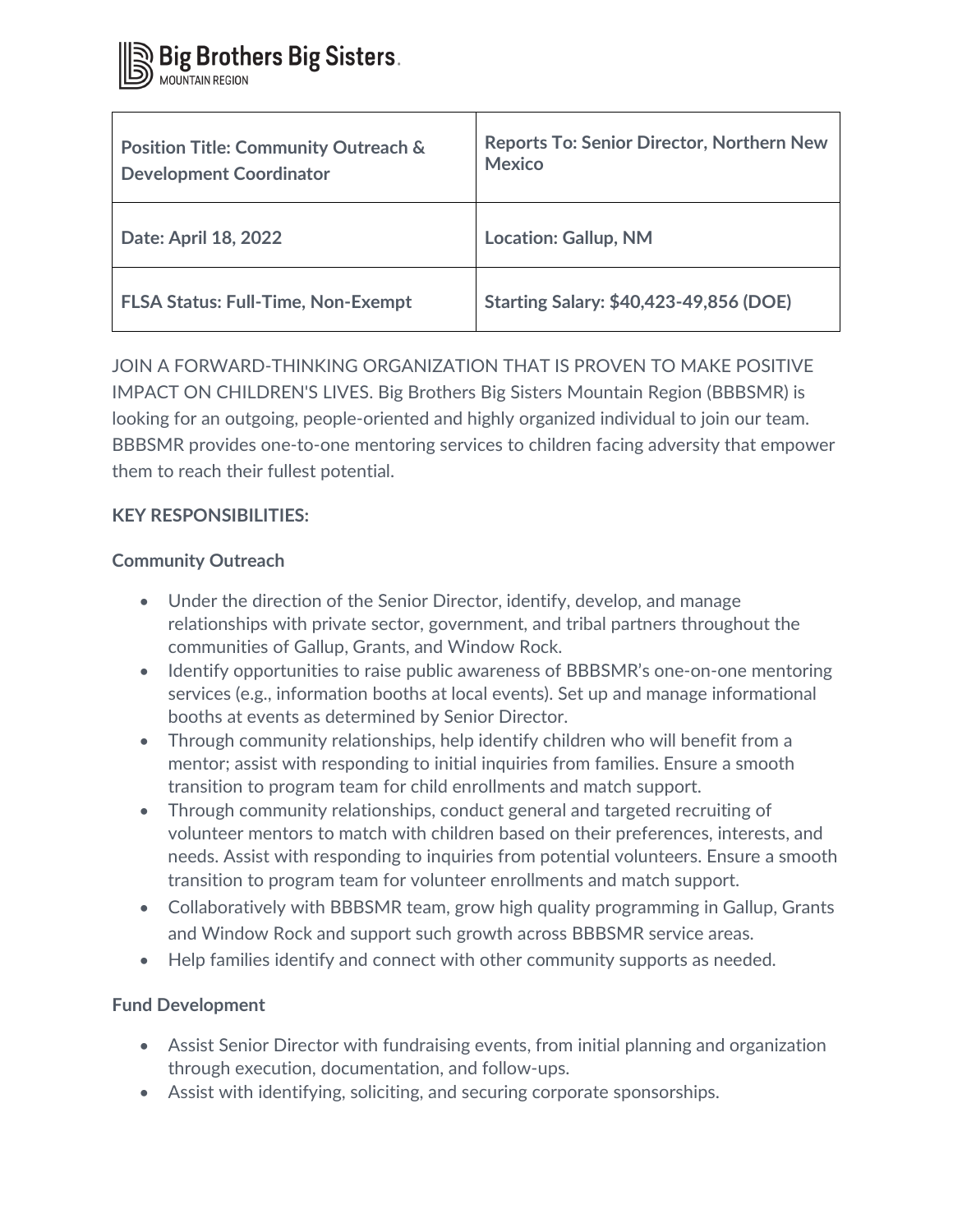Big Brothers Big Sisters.
MOUNTAIN REGION

| **Position Title: Community Outreach & Development Coordinator** | **Reports To: Senior Director, Northern New Mexico** |
|---|---|
| **Date: April 18, 2022** | **Location: Gallup, NM** |
| **FLSA Status: Full-Time, Non-Exempt** | **Starting Salary: $40,423-49,856 (DOE)** |

JOIN A FORWARD-THINKING ORGANIZATION THAT IS PROVEN TO MAKE POSITIVE IMPACT ON CHILDREN'S LIVES. Big Brothers Big Sisters Mountain Region (BBBSMR) is looking for an outgoing, people-oriented and highly organized individual to join our team. BBBSMR provides one-to-one mentoring services to children facing adversity that empower them to reach their fullest potential.

**KEY RESPONSIBILITIES:**

**Community Outreach**

- Under the direction of the Senior Director, identify, develop, and manage relationships with private sector, government, and tribal partners throughout the communities of Gallup, Grants, and Window Rock.
- Identify opportunities to raise public awareness of BBBSMR's one-on-one mentoring services (e.g., information booths at local events). Set up and manage informational booths at events as determined by Senior Director.
- Through community relationships, help identify children who will benefit from a mentor; assist with responding to initial inquiries from families. Ensure a smooth transition to program team for child enrollments and match support.
- Through community relationships, conduct general and targeted recruiting of volunteer mentors to match with children based on their preferences, interests, and needs. Assist with responding to inquiries from potential volunteers. Ensure a smooth transition to program team for volunteer enrollments and match support.
- Collaboratively with BBBSMR team, grow high quality programming in Gallup, Grants and Window Rock and support such growth across BBBSMR service areas.
- Help families identify and connect with other community supports as needed.

**Fund Development**

- Assist Senior Director with fundraising events, from initial planning and organization through execution, documentation, and follow-ups.
- Assist with identifying, soliciting, and securing corporate sponsorships.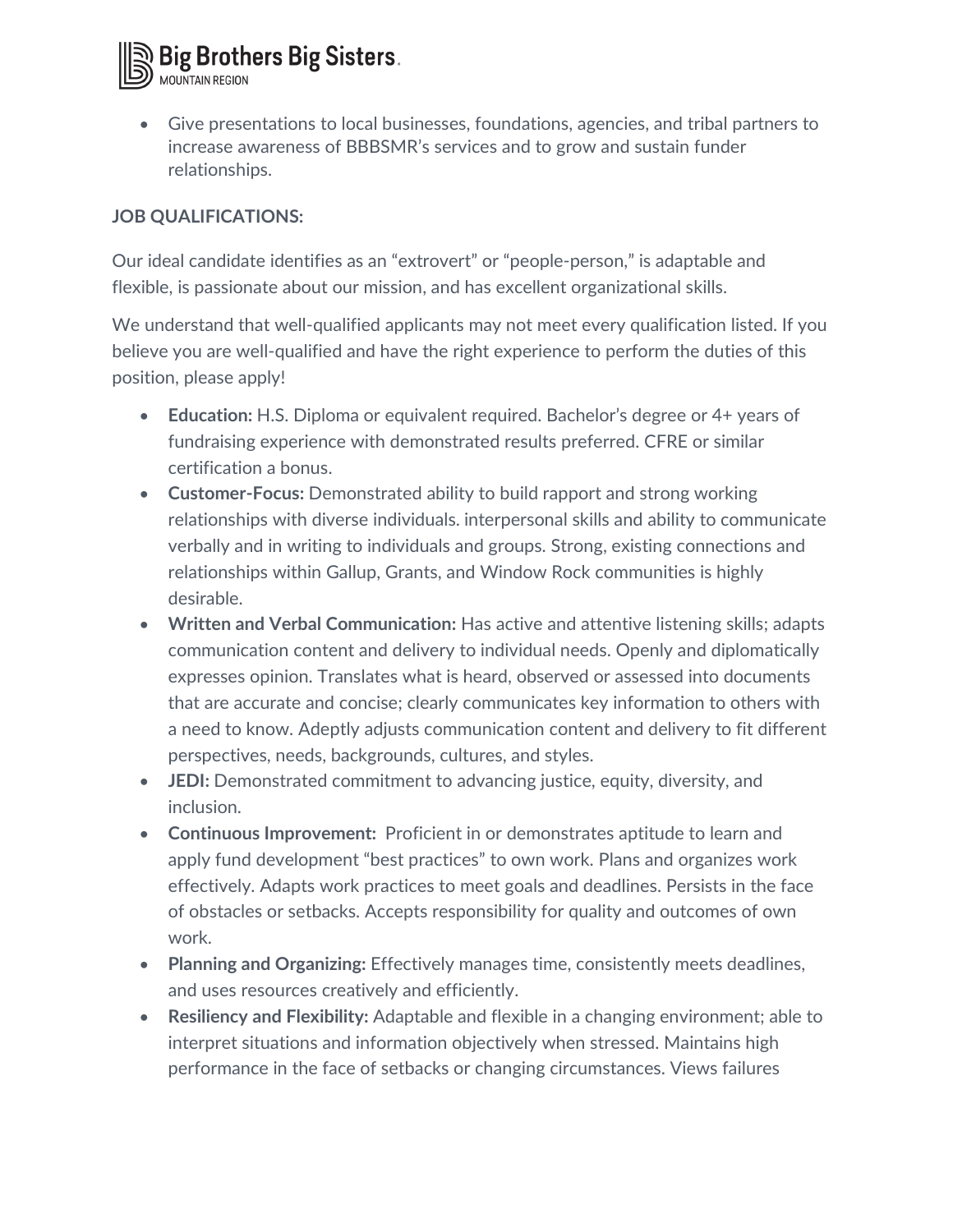- Give presentations to local businesses, foundations, agencies, and tribal partners to increase awareness of BBBSMR's services and to grow and sustain funder relationships.

**JOB QUALIFICATIONS:**

Our ideal candidate identifies as an "extrovert" or "people-person," is adaptable and flexible, is passionate about our mission, and has excellent organizational skills.

We understand that well-qualified applicants may not meet every qualification listed. If you believe you are well-qualified and have the right experience to perform the duties of this position, please apply!

- **Education:** H.S. Diploma or equivalent required. Bachelor's degree or 4+ years of fundraising experience with demonstrated results preferred. CFRE or similar certification a bonus.
- **Customer-Focus:** Demonstrated ability to build rapport and strong working relationships with diverse individuals. interpersonal skills and ability to communicate verbally and in writing to individuals and groups. Strong, existing connections and relationships within Gallup, Grants, and Window Rock communities is highly desirable.
- **Written and Verbal Communication:** Has active and attentive listening skills; adapts communication content and delivery to individual needs. Openly and diplomatically expresses opinion. Translates what is heard, observed or assessed into documents that are accurate and concise; clearly communicates key information to others with a need to know. Adeptly adjusts communication content and delivery to fit different perspectives, needs, backgrounds, cultures, and styles.
- **JEDI:** Demonstrated commitment to advancing justice, equity, diversity, and inclusion.
- **Continuous Improvement:** Proficient in or demonstrates aptitude to learn and apply fund development "best practices" to own work. Plans and organizes work effectively. Adapts work practices to meet goals and deadlines. Persists in the face of obstacles or setbacks. Accepts responsibility for quality and outcomes of own work.
- **Planning and Organizing:** Effectively manages time, consistently meets deadlines, and uses resources creatively and efficiently.
- **Resiliency and Flexibility:** Adaptable and flexible in a changing environment; able to interpret situations and information objectively when stressed. Maintains high performance in the face of setbacks or changing circumstances. Views failures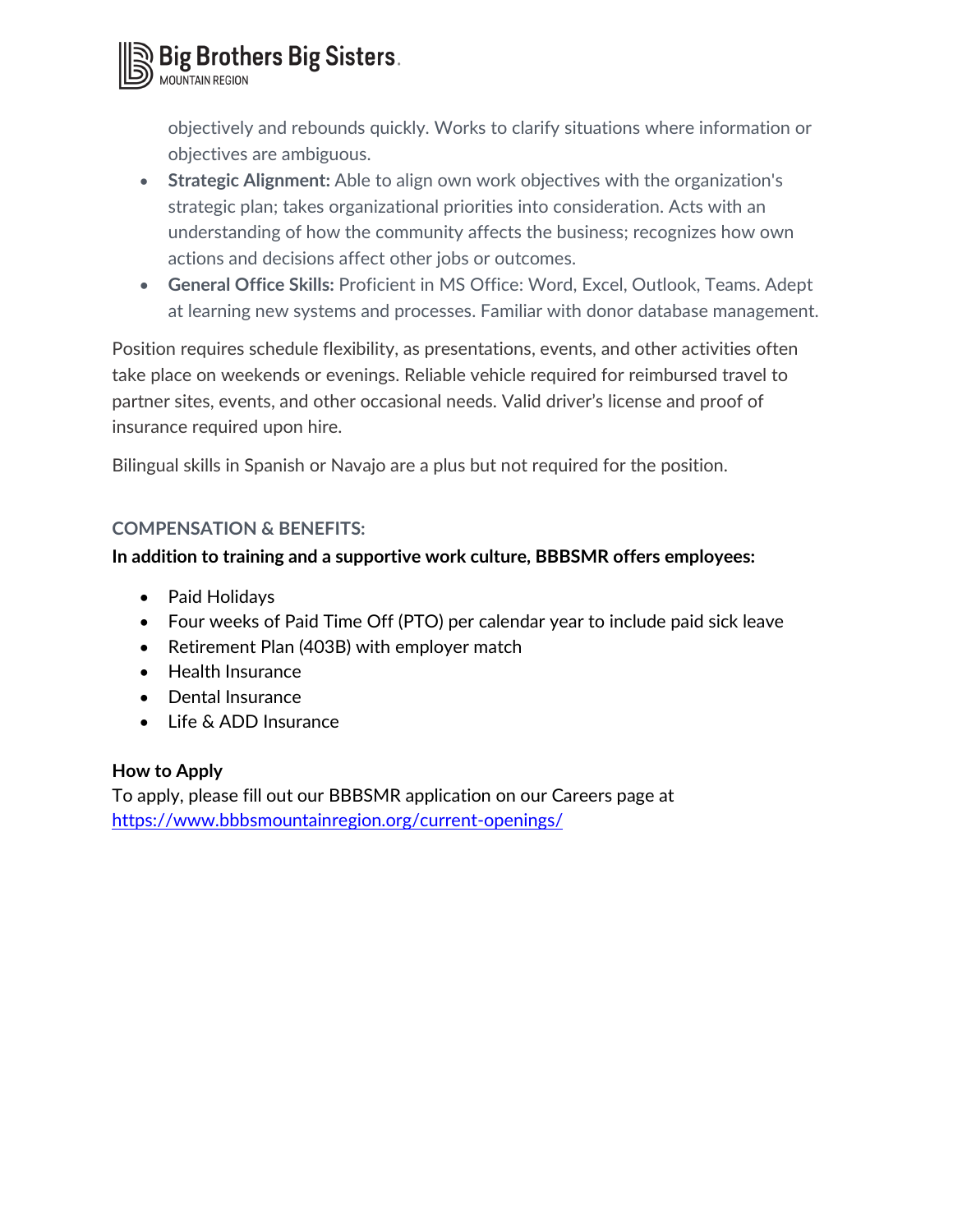objectively and rebounds quickly. Works to clarify situations where information or objectives are ambiguous.

- **Strategic Alignment:** Able to align own work objectives with the organization's strategic plan; takes organizational priorities into consideration. Acts with an understanding of how the community affects the business; recognizes how own actions and decisions affect other jobs or outcomes.
- **General Office Skills:** Proficient in MS Office: Word, Excel, Outlook, Teams. Adept at learning new systems and processes. Familiar with donor database management.

Position requires schedule flexibility, as presentations, events, and other activities often take place on weekends or evenings. Reliable vehicle required for reimbursed travel to partner sites, events, and other occasional needs. Valid driver's license and proof of insurance required upon hire.

Bilingual skills in Spanish or Navajo are a plus but not required for the position.

### COMPENSATION & BENEFITS:

**In addition to training and a supportive work culture, BBBSMR offers employees:**

- Paid Holidays
- Four weeks of Paid Time Off (PTO) per calendar year to include paid sick leave
- Retirement Plan (403B) with employer match
- Health Insurance
- Dental Insurance
- Life & ADD Insurance

**How to Apply**
To apply, please fill out our BBBSMR application on our Careers page at [https://www.bbbsmountainregion.org/current-openings/](https://www.bbbsmountainregion.org/current-openings/)